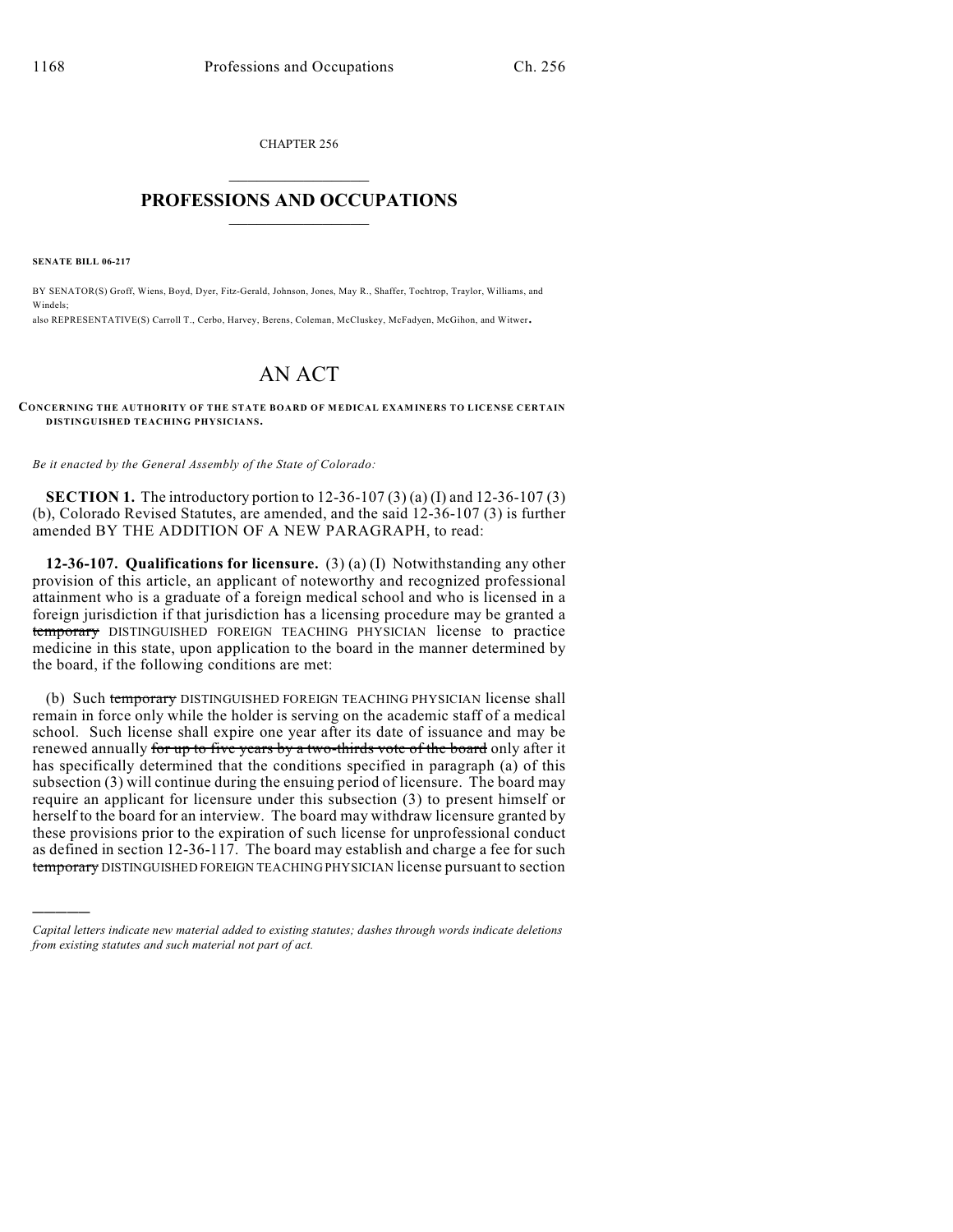CHAPTER 256

# PROFESSIONS AND OCCUPATIONS

**SENATE BILL 06-217**

BY SENATOR(S) Groff, Wiens, Boyd, Dyer, Fitz-Gerald, Johnson, Jones, May R., Shaffer, Tochtrop, Traylor, Williams, and Windels;
also REPRESENTATIVE(S) Carroll T., Cerbo, Harvey, Berens, Coleman, McCluskey, McFadyen, McGihon, and Witwer.

# AN ACT

**CONCERNING THE AUTHORITY OF THE STATE BOARD OF MEDICAL EXAMINERS TO LICENSE CERTAIN DISTINGUISHED TEACHING PHYSICIANS.**

*Be it enacted by the General Assembly of the State of Colorado:*

**SECTION 1.** The introductory portion to 12-36-107 (3) (a) (I) and 12-36-107 (3) (b), Colorado Revised Statutes, are amended, and the said 12-36-107 (3) is further amended BY THE ADDITION OF A NEW PARAGRAPH, to read:

**12-36-107. Qualifications for licensure.** (3) (a) (I) Notwithstanding any other provision of this article, an applicant of noteworthy and recognized professional attainment who is a graduate of a foreign medical school and who is licensed in a foreign jurisdiction if that jurisdiction has a licensing procedure may be granted a ~~temporary~~ DISTINGUISHED FOREIGN TEACHING PHYSICIAN license to practice medicine in this state, upon application to the board in the manner determined by the board, if the following conditions are met:

(b) Such ~~temporary~~ DISTINGUISHED FOREIGN TEACHING PHYSICIAN license shall remain in force only while the holder is serving on the academic staff of a medical school. Such license shall expire one year after its date of issuance and may be renewed annually ~~for up to five years by a two-thirds vote of the board~~ only after it has specifically determined that the conditions specified in paragraph (a) of this subsection (3) will continue during the ensuing period of licensure. The board may require an applicant for licensure under this subsection (3) to present himself or herself to the board for an interview. The board may withdraw licensure granted by these provisions prior to the expiration of such license for unprofessional conduct as defined in section 12-36-117. The board may establish and charge a fee for such ~~temporary~~ DISTINGUISHED FOREIGN TEACHING PHYSICIAN license pursuant to section

---

*Capital letters indicate new material added to existing statutes; dashes through words indicate deletions from existing statutes and such material not part of act.*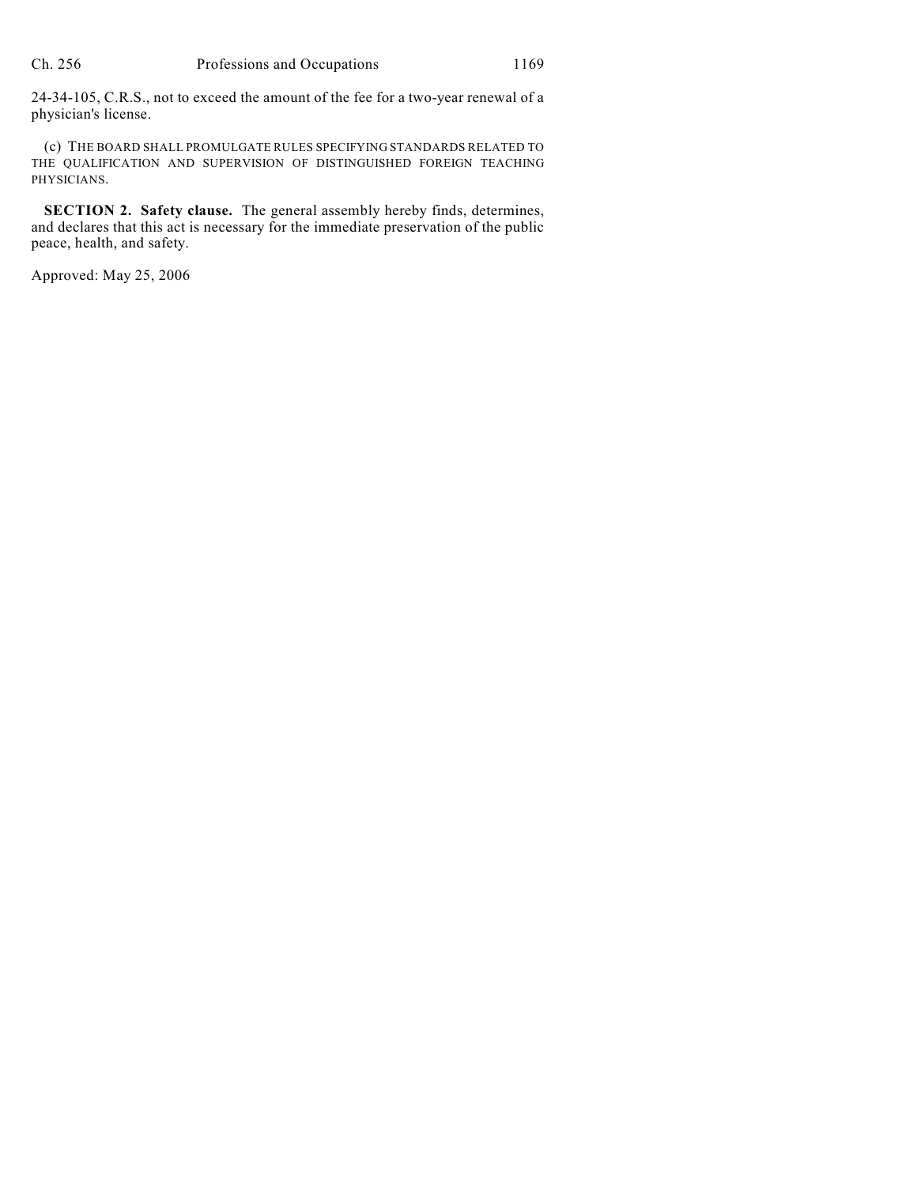24-34-105, C.R.S., not to exceed the amount of the fee for a two-year renewal of a physician's license.

(c) THE BOARD SHALL PROMULGATE RULES SPECIFYING STANDARDS RELATED TO THE QUALIFICATION AND SUPERVISION OF DISTINGUISHED FOREIGN TEACHING PHYSICIANS.

**SECTION 2. Safety clause.** The general assembly hereby finds, determines, and declares that this act is necessary for the immediate preservation of the public peace, health, and safety.

Approved: May 25, 2006